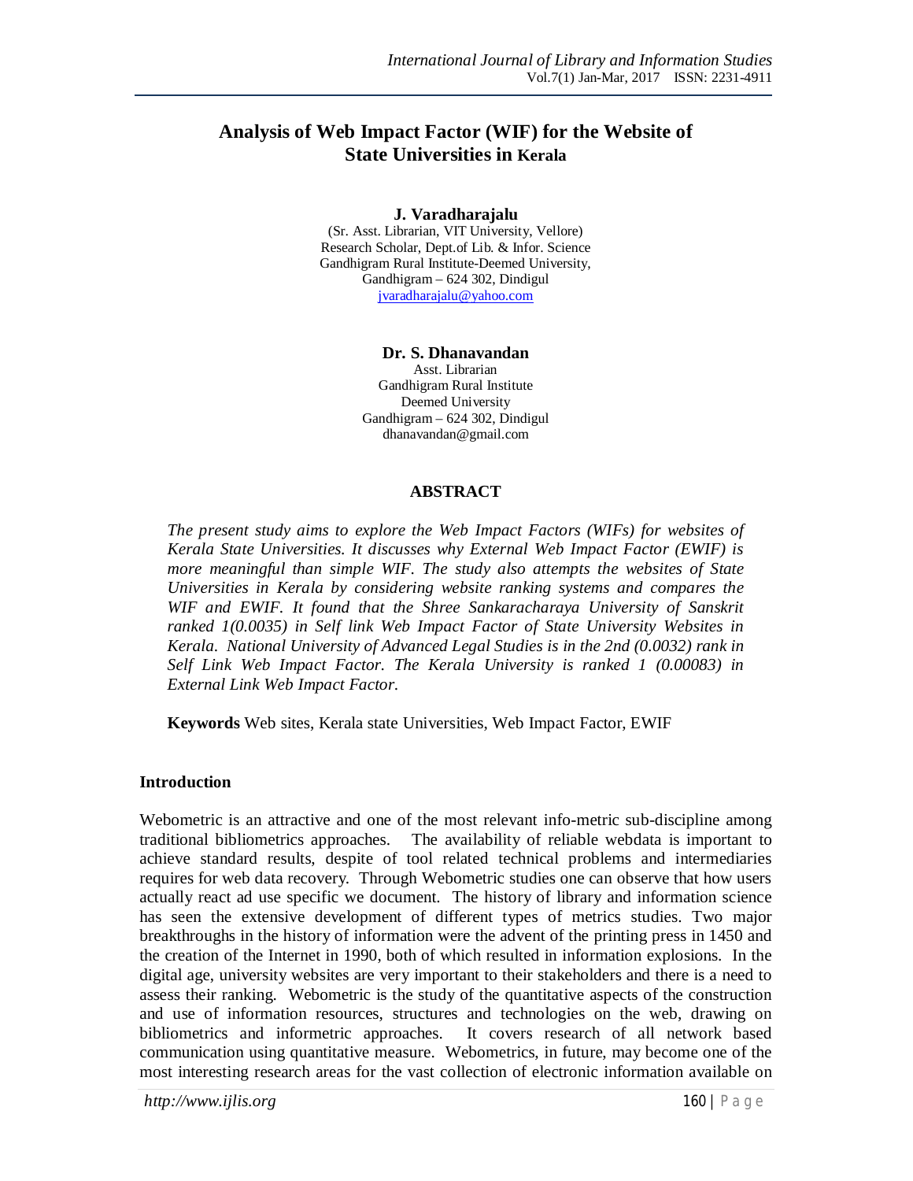# Analysis of Web Impact Factor (WIF) for the Website of State Universities in Kerala

**J. Varadharajalu**
(Sr. Asst. Librarian, VIT University, Vellore)
Research Scholar, Dept.of Lib. & Infor. Science
Gandhigram Rural Institute-Deemed University,
Gandhigram – 624 302, Dindigul
jvaradharajalu@yahoo.com

**Dr. S. Dhanavandan**
Asst. Librarian
Gandhigram Rural Institute
Deemed University
Gandhigram – 624 302, Dindigul
dhanavandan@gmail.com

## ABSTRACT

*The present study aims to explore the Web Impact Factors (WIFs) for websites of Kerala State Universities. It discusses why External Web Impact Factor (EWIF) is more meaningful than simple WIF. The study also attempts the websites of State Universities in Kerala by considering website ranking systems and compares the WIF and EWIF. It found that the Shree Sankaracharaya University of Sanskrit ranked 1(0.0035) in Self link Web Impact Factor of State University Websites in Kerala. National University of Advanced Legal Studies is in the 2nd (0.0032) rank in Self Link Web Impact Factor. The Kerala University is ranked 1 (0.00083) in External Link Web Impact Factor.*

**Keywords** Web sites, Kerala state Universities, Web Impact Factor, EWIF

## Introduction

Webometric is an attractive and one of the most relevant info-metric sub-discipline among traditional bibliometrics approaches. The availability of reliable webdata is important to achieve standard results, despite of tool related technical problems and intermediaries requires for web data recovery. Through Webometric studies one can observe that how users actually react ad use specific we document. The history of library and information science has seen the extensive development of different types of metrics studies. Two major breakthroughs in the history of information were the advent of the printing press in 1450 and the creation of the Internet in 1990, both of which resulted in information explosions. In the digital age, university websites are very important to their stakeholders and there is a need to assess their ranking. Webometric is the study of the quantitative aspects of the construction and use of information resources, structures and technologies on the web, drawing on bibliometrics and informetric approaches. It covers research of all network based communication using quantitative measure. Webometrics, in future, may become one of the most interesting research areas for the vast collection of electronic information available on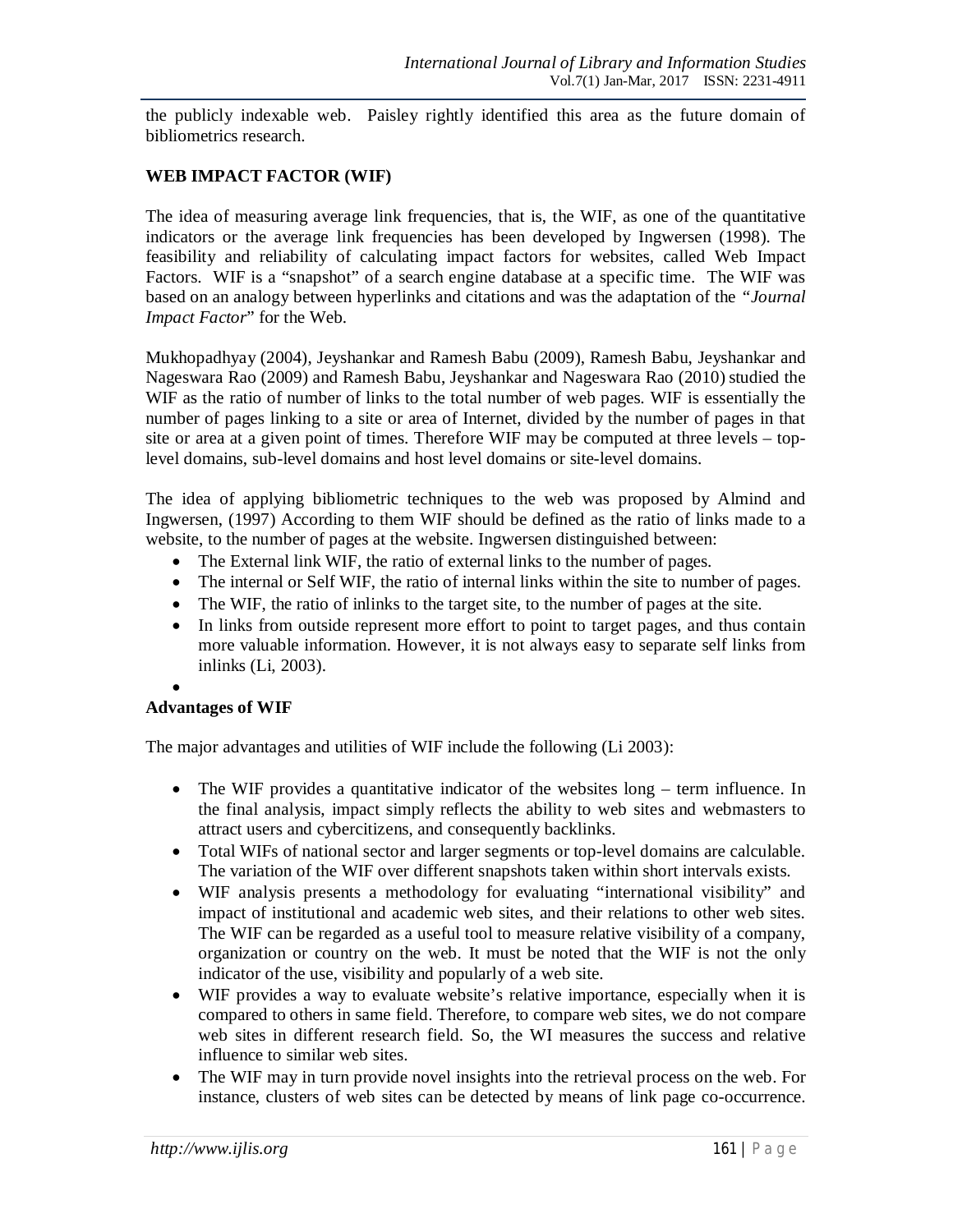the publicly indexable web. Paisley rightly identified this area as the future domain of bibliometrics research.

## WEB IMPACT FACTOR (WIF)

The idea of measuring average link frequencies, that is, the WIF, as one of the quantitative indicators or the average link frequencies has been developed by Ingwersen (1998). The feasibility and reliability of calculating impact factors for websites, called Web Impact Factors. WIF is a "snapshot" of a search engine database at a specific time. The WIF was based on an analogy between hyperlinks and citations and was the adaptation of the *"Journal Impact Factor*" for the Web.

Mukhopadhyay (2004), Jeyshankar and Ramesh Babu (2009), Ramesh Babu, Jeyshankar and Nageswara Rao (2009) and Ramesh Babu, Jeyshankar and Nageswara Rao (2010) studied the WIF as the ratio of number of links to the total number of web pages. WIF is essentially the number of pages linking to a site or area of Internet, divided by the number of pages in that site or area at a given point of times. Therefore WIF may be computed at three levels – top-level domains, sub-level domains and host level domains or site-level domains.

The idea of applying bibliometric techniques to the web was proposed by Almind and Ingwersen, (1997) According to them WIF should be defined as the ratio of links made to a website, to the number of pages at the website. Ingwersen distinguished between:

- The External link WIF, the ratio of external links to the number of pages.
- The internal or Self WIF, the ratio of internal links within the site to number of pages.
- The WIF, the ratio of inlinks to the target site, to the number of pages at the site.
- In links from outside represent more effort to point to target pages, and thus contain more valuable information. However, it is not always easy to separate self links from inlinks (Li, 2003).

### Advantages of WIF

The major advantages and utilities of WIF include the following (Li 2003):

- The WIF provides a quantitative indicator of the websites long – term influence. In the final analysis, impact simply reflects the ability to web sites and webmasters to attract users and cybercitizens, and consequently backlinks.
- Total WIFs of national sector and larger segments or top-level domains are calculable. The variation of the WIF over different snapshots taken within short intervals exists.
- WIF analysis presents a methodology for evaluating "international visibility" and impact of institutional and academic web sites, and their relations to other web sites. The WIF can be regarded as a useful tool to measure relative visibility of a company, organization or country on the web. It must be noted that the WIF is not the only indicator of the use, visibility and popularly of a web site.
- WIF provides a way to evaluate website's relative importance, especially when it is compared to others in same field. Therefore, to compare web sites, we do not compare web sites in different research field. So, the WI measures the success and relative influence to similar web sites.
- The WIF may in turn provide novel insights into the retrieval process on the web. For instance, clusters of web sites can be detected by means of link page co-occurrence.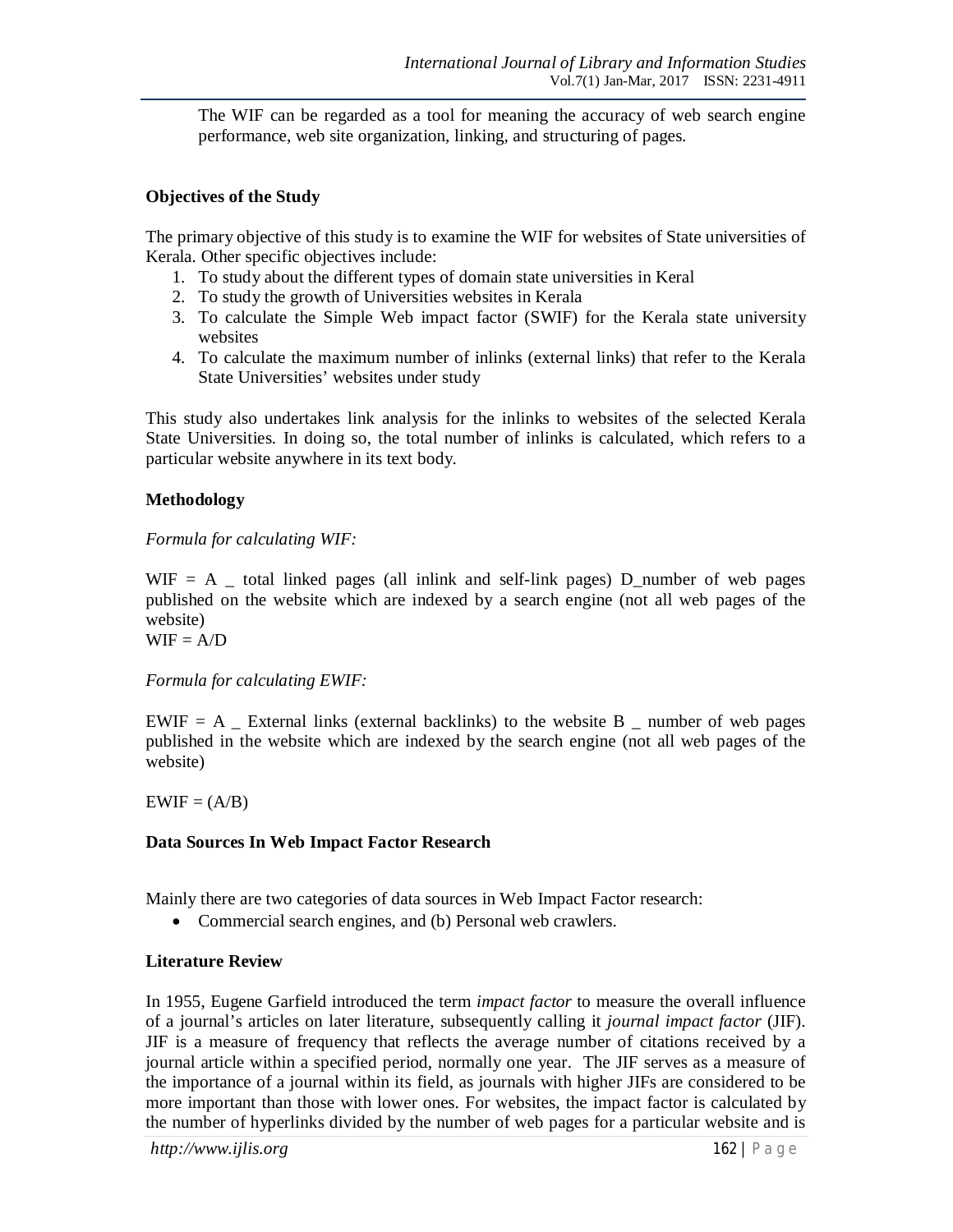The WIF can be regarded as a tool for meaning the accuracy of web search engine performance, web site organization, linking, and structuring of pages.

## Objectives of the Study

The primary objective of this study is to examine the WIF for websites of State universities of Kerala. Other specific objectives include:

1. To study about the different types of domain state universities in Keral
2. To study the growth of Universities websites in Kerala
3. To calculate the Simple Web impact factor (SWIF) for the Kerala state university websites
4. To calculate the maximum number of inlinks (external links) that refer to the Kerala State Universities' websites under study

This study also undertakes link analysis for the inlinks to websites of the selected Kerala State Universities. In doing so, the total number of inlinks is calculated, which refers to a particular website anywhere in its text body.

## Methodology

*Formula for calculating WIF:*

WIF = A _ total linked pages (all inlink and self-link pages) D_number of web pages published on the website which are indexed by a search engine (not all web pages of the website)
WIF = A/D

*Formula for calculating EWIF:*

EWIF = A _ External links (external backlinks) to the website B _ number of web pages published in the website which are indexed by the search engine (not all web pages of the website)

EWIF = (A/B)

## Data Sources In Web Impact Factor Research

Mainly there are two categories of data sources in Web Impact Factor research:

- Commercial search engines, and (b) Personal web crawlers.

## Literature Review

In 1955, Eugene Garfield introduced the term *impact factor* to measure the overall influence of a journal's articles on later literature, subsequently calling it *journal impact factor* (JIF). JIF is a measure of frequency that reflects the average number of citations received by a journal article within a specified period, normally one year. The JIF serves as a measure of the importance of a journal within its field, as journals with higher JIFs are considered to be more important than those with lower ones. For websites, the impact factor is calculated by the number of hyperlinks divided by the number of web pages for a particular website and is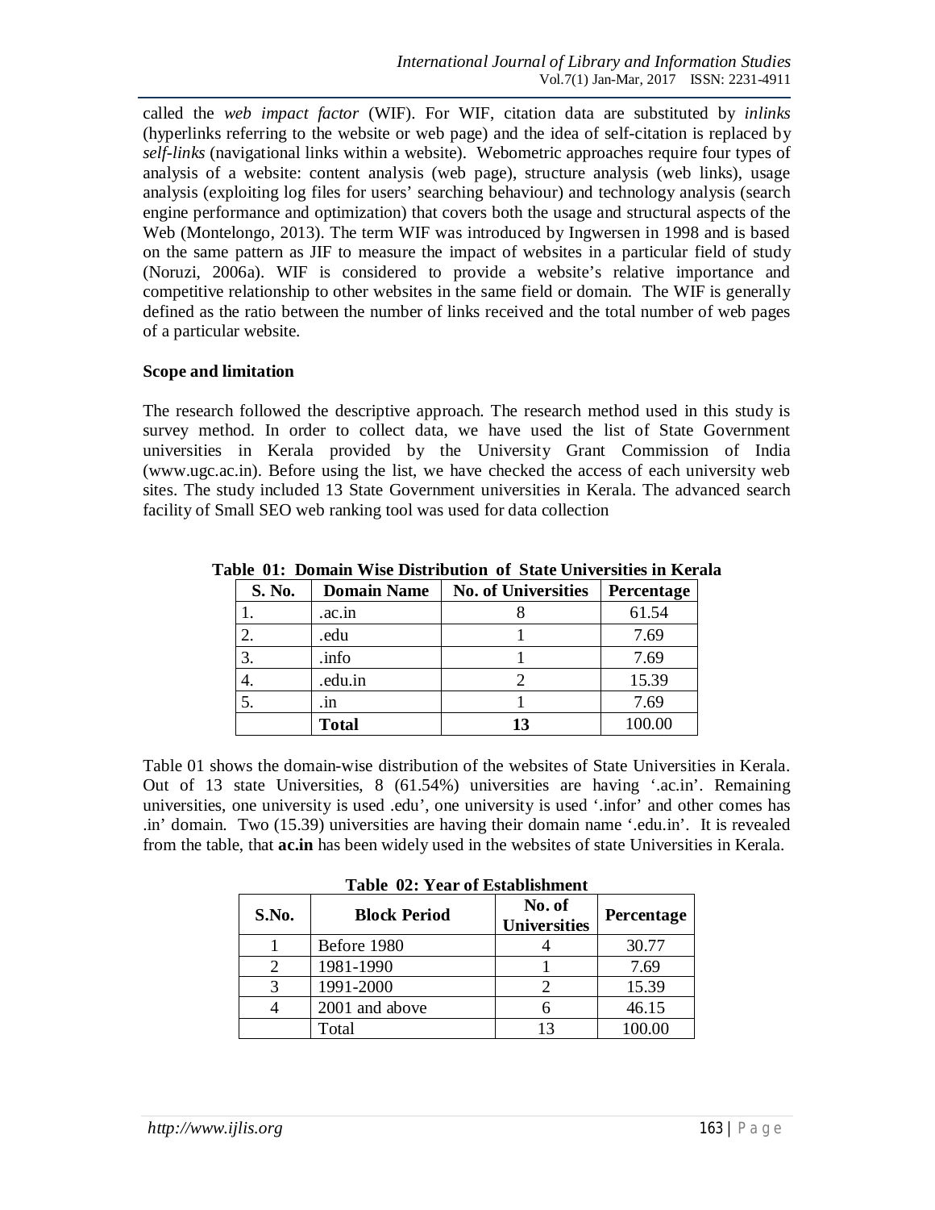called the *web impact factor* (WIF). For WIF, citation data are substituted by *inlinks* (hyperlinks referring to the website or web page) and the idea of self-citation is replaced by *self-links* (navigational links within a website). Webometric approaches require four types of analysis of a website: content analysis (web page), structure analysis (web links), usage analysis (exploiting log files for users' searching behaviour) and technology analysis (search engine performance and optimization) that covers both the usage and structural aspects of the Web (Montelongo, 2013). The term WIF was introduced by Ingwersen in 1998 and is based on the same pattern as JIF to measure the impact of websites in a particular field of study (Noruzi, 2006a). WIF is considered to provide a website's relative importance and competitive relationship to other websites in the same field or domain. The WIF is generally defined as the ratio between the number of links received and the total number of web pages of a particular website.

**Scope and limitation**

The research followed the descriptive approach. The research method used in this study is survey method. In order to collect data, we have used the list of State Government universities in Kerala provided by the University Grant Commission of India (www.ugc.ac.in). Before using the list, we have checked the access of each university web sites. The study included 13 State Government universities in Kerala. The advanced search facility of Small SEO web ranking tool was used for data collection

**Table 01: Domain Wise Distribution of State Universities in Kerala**

| S. No. | Domain Name | No. of Universities | Percentage |
|---|---|---|---|
| 1. | .ac.in | 8 | 61.54 |
| 2. | .edu | 1 | 7.69 |
| 3. | .info | 1 | 7.69 |
| 4. | .edu.in | 2 | 15.39 |
| 5. | .in | 1 | 7.69 |
| | **Total** | **13** | 100.00 |

Table 01 shows the domain-wise distribution of the websites of State Universities in Kerala. Out of 13 state Universities, 8 (61.54%) universities are having '.ac.in'. Remaining universities, one university is used .edu', one university is used '.infor' and other comes has .in' domain. Two (15.39) universities are having their domain name '.edu.in'. It is revealed from the table, that **ac.in** has been widely used in the websites of state Universities in Kerala.

**Table 02: Year of Establishment**

| S.No. | Block Period | No. of Universities | Percentage |
|---|---|---|---|
| 1 | Before 1980 | 4 | 30.77 |
| 2 | 1981-1990 | 1 | 7.69 |
| 3 | 1991-2000 | 2 | 15.39 |
| 4 | 2001 and above | 6 | 46.15 |
| | Total | 13 | 100.00 |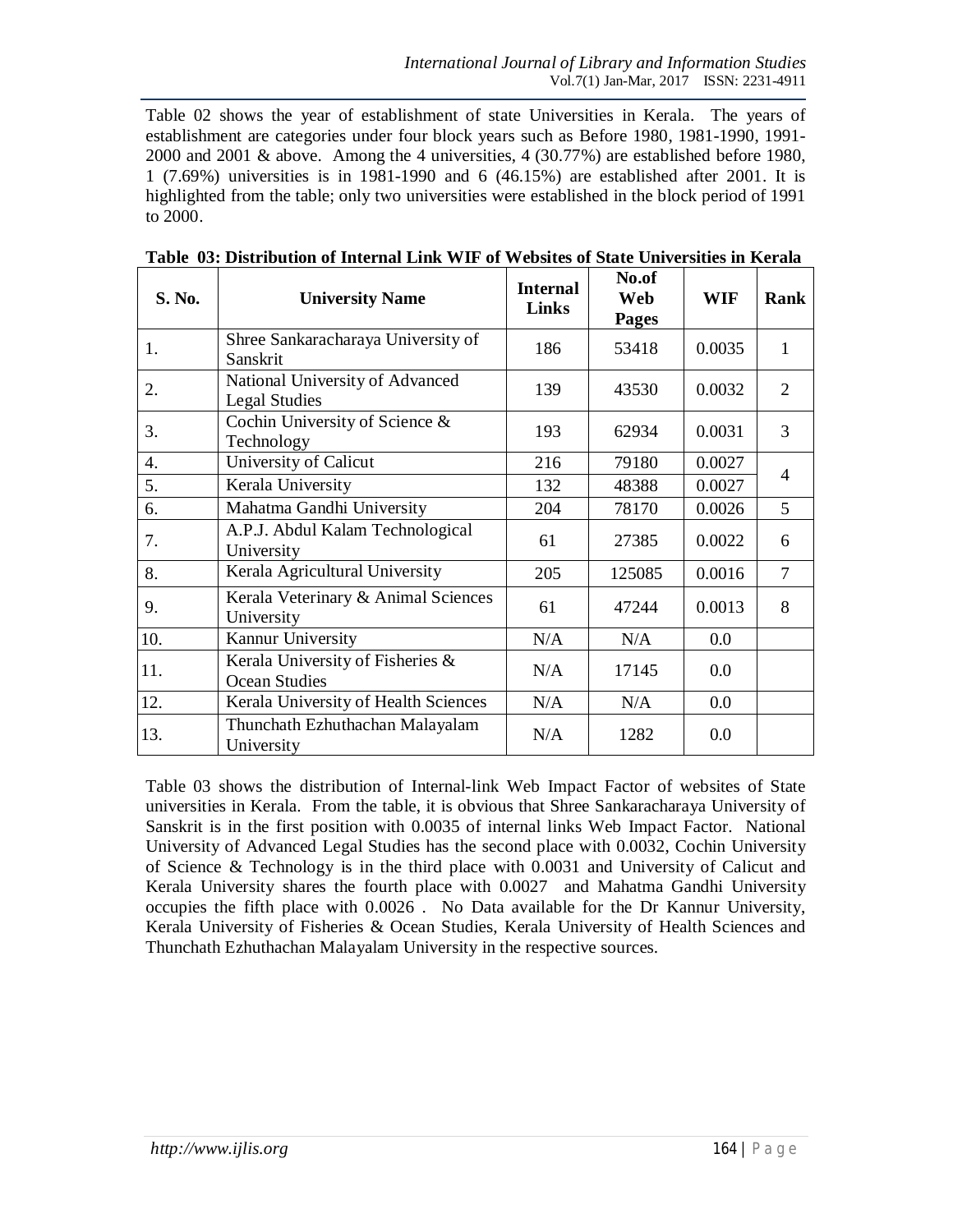Table 02 shows the year of establishment of state Universities in Kerala. The years of establishment are categories under four block years such as Before 1980, 1981-1990, 1991-2000 and 2001 & above. Among the 4 universities, 4 (30.77%) are established before 1980, 1 (7.69%) universities is in 1981-1990 and 6 (46.15%) are established after 2001. It is highlighted from the table; only two universities were established in the block period of 1991 to 2000.

**Table 03: Distribution of Internal Link WIF of Websites of State Universities in Kerala**

| S. No. | University Name | Internal Links | No.of Web Pages | WIF | Rank |
|---|---|---|---|---|---|
| 1. | Shree Sankaracharaya University of Sanskrit | 186 | 53418 | 0.0035 | 1 |
| 2. | National University of Advanced Legal Studies | 139 | 43530 | 0.0032 | 2 |
| 3. | Cochin University of Science & Technology | 193 | 62934 | 0.0031 | 3 |
| 4. | University of Calicut | 216 | 79180 | 0.0027 | 4 |
| 5. | Kerala University | 132 | 48388 | 0.0027 | |
| 6. | Mahatma Gandhi University | 204 | 78170 | 0.0026 | 5 |
| 7. | A.P.J. Abdul Kalam Technological University | 61 | 27385 | 0.0022 | 6 |
| 8. | Kerala Agricultural University | 205 | 125085 | 0.0016 | 7 |
| 9. | Kerala Veterinary & Animal Sciences University | 61 | 47244 | 0.0013 | 8 |
| 10. | Kannur University | N/A | N/A | 0.0 | |
| 11. | Kerala University of Fisheries & Ocean Studies | N/A | 17145 | 0.0 | |
| 12. | Kerala University of Health Sciences | N/A | N/A | 0.0 | |
| 13. | Thunchath Ezhuthachan Malayalam University | N/A | 1282 | 0.0 | |

Table 03 shows the distribution of Internal-link Web Impact Factor of websites of State universities in Kerala. From the table, it is obvious that Shree Sankaracharaya University of Sanskrit is in the first position with 0.0035 of internal links Web Impact Factor. National University of Advanced Legal Studies has the second place with 0.0032, Cochin University of Science & Technology is in the third place with 0.0031 and University of Calicut and Kerala University shares the fourth place with 0.0027 and Mahatma Gandhi University occupies the fifth place with 0.0026 . No Data available for the Dr Kannur University, Kerala University of Fisheries & Ocean Studies, Kerala University of Health Sciences and Thunchath Ezhuthachan Malayalam University in the respective sources.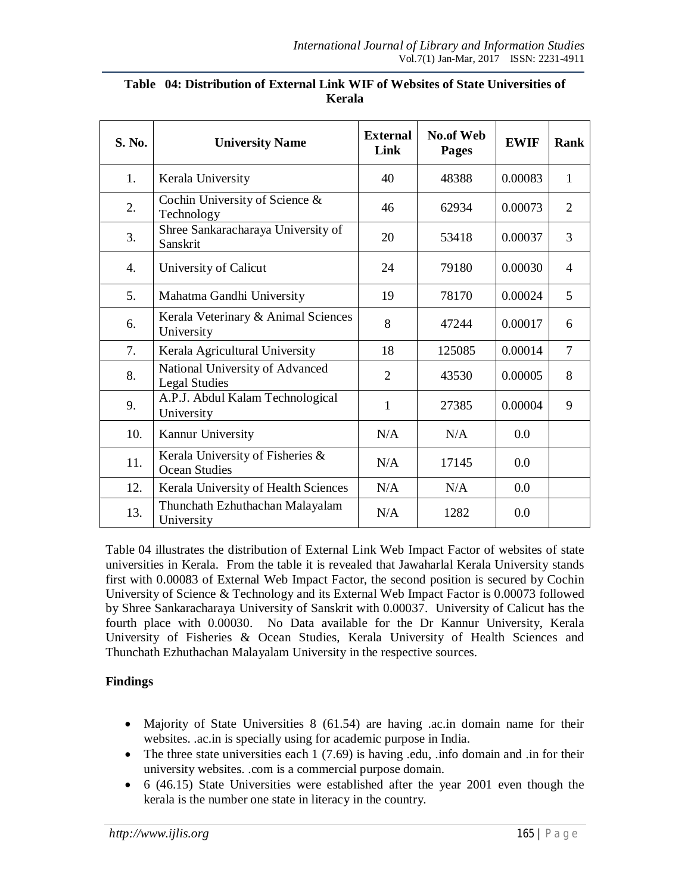**Table 04: Distribution of External Link WIF of Websites of State Universities of Kerala**

| S. No. | University Name | External Link | No.of Web Pages | EWIF | Rank |
|---|---|---|---|---|---|
| 1. | Kerala University | 40 | 48388 | 0.00083 | 1 |
| 2. | Cochin University of Science & Technology | 46 | 62934 | 0.00073 | 2 |
| 3. | Shree Sankaracharaya University of Sanskrit | 20 | 53418 | 0.00037 | 3 |
| 4. | University of Calicut | 24 | 79180 | 0.00030 | 4 |
| 5. | Mahatma Gandhi University | 19 | 78170 | 0.00024 | 5 |
| 6. | Kerala Veterinary & Animal Sciences University | 8 | 47244 | 0.00017 | 6 |
| 7. | Kerala Agricultural University | 18 | 125085 | 0.00014 | 7 |
| 8. | National University of Advanced Legal Studies | 2 | 43530 | 0.00005 | 8 |
| 9. | A.P.J. Abdul Kalam Technological University | 1 | 27385 | 0.00004 | 9 |
| 10. | Kannur University | N/A | N/A | 0.0 | |
| 11. | Kerala University of Fisheries & Ocean Studies | N/A | 17145 | 0.0 | |
| 12. | Kerala University of Health Sciences | N/A | N/A | 0.0 | |
| 13. | Thunchath Ezhuthachan Malayalam University | N/A | 1282 | 0.0 | |

Table 04 illustrates the distribution of External Link Web Impact Factor of websites of state universities in Kerala. From the table it is revealed that Jawaharlal Kerala University stands first with 0.00083 of External Web Impact Factor, the second position is secured by Cochin University of Science & Technology and its External Web Impact Factor is 0.00073 followed by Shree Sankaracharaya University of Sanskrit with 0.00037. University of Calicut has the fourth place with 0.00030. No Data available for the Dr Kannur University, Kerala University of Fisheries & Ocean Studies, Kerala University of Health Sciences and Thunchath Ezhuthachan Malayalam University in the respective sources.

## Findings

- Majority of State Universities 8 (61.54) are having .ac.in domain name for their websites. .ac.in is specially using for academic purpose in India.
- The three state universities each 1 (7.69) is having .edu, .info domain and .in for their university websites. .com is a commercial purpose domain.
- 6 (46.15) State Universities were established after the year 2001 even though the kerala is the number one state in literacy in the country.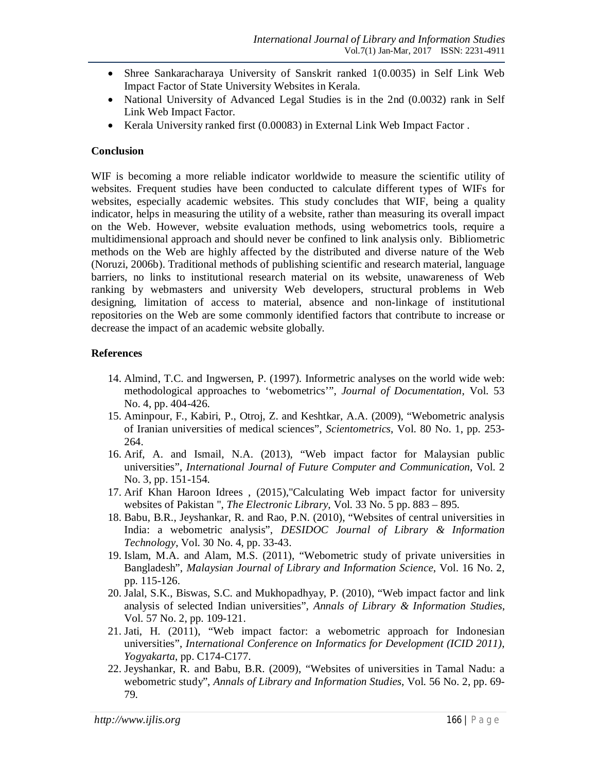- Shree Sankaracharaya University of Sanskrit ranked 1(0.0035) in Self Link Web Impact Factor of State University Websites in Kerala.
- National University of Advanced Legal Studies is in the 2nd (0.0032) rank in Self Link Web Impact Factor.
- Kerala University ranked first (0.00083) in External Link Web Impact Factor .

## Conclusion

WIF is becoming a more reliable indicator worldwide to measure the scientific utility of websites. Frequent studies have been conducted to calculate different types of WIFs for websites, especially academic websites. This study concludes that WIF, being a quality indicator, helps in measuring the utility of a website, rather than measuring its overall impact on the Web. However, website evaluation methods, using webometrics tools, require a multidimensional approach and should never be confined to link analysis only. Bibliometric methods on the Web are highly affected by the distributed and diverse nature of the Web (Noruzi, 2006b). Traditional methods of publishing scientific and research material, language barriers, no links to institutional research material on its website, unawareness of Web ranking by webmasters and university Web developers, structural problems in Web designing, limitation of access to material, absence and non-linkage of institutional repositories on the Web are some commonly identified factors that contribute to increase or decrease the impact of an academic website globally.

## References

14. Almind, T.C. and Ingwersen, P. (1997). Informetric analyses on the world wide web: methodological approaches to 'webometrics'", *Journal of Documentation*, Vol. 53 No. 4, pp. 404-426.
15. Aminpour, F., Kabiri, P., Otroj, Z. and Keshtkar, A.A. (2009), "Webometric analysis of Iranian universities of medical sciences", *Scientometrics*, Vol. 80 No. 1, pp. 253-264.
16. Arif, A. and Ismail, N.A. (2013), "Web impact factor for Malaysian public universities", *International Journal of Future Computer and Communication*, Vol. 2 No. 3, pp. 151-154.
17. Arif Khan Haroon Idrees , (2015),"Calculating Web impact factor for university websites of Pakistan ", *The Electronic Library*, Vol. 33 No. 5 pp. 883 – 895.
18. Babu, B.R., Jeyshankar, R. and Rao, P.N. (2010), "Websites of central universities in India: a webometric analysis", *DESIDOC Journal of Library & Information Technology*, Vol. 30 No. 4, pp. 33-43.
19. Islam, M.A. and Alam, M.S. (2011), "Webometric study of private universities in Bangladesh", *Malaysian Journal of Library and Information Science*, Vol. 16 No. 2, pp. 115-126.
20. Jalal, S.K., Biswas, S.C. and Mukhopadhyay, P. (2010), "Web impact factor and link analysis of selected Indian universities", *Annals of Library & Information Studies*, Vol. 57 No. 2, pp. 109-121.
21. Jati, H. (2011), "Web impact factor: a webometric approach for Indonesian universities", *International Conference on Informatics for Development (ICID 2011), Yogyakarta*, pp. C174-C177.
22. Jeyshankar, R. and Babu, B.R. (2009), "Websites of universities in Tamal Nadu: a webometric study", *Annals of Library and Information Studies*, Vol. 56 No. 2, pp. 69-79.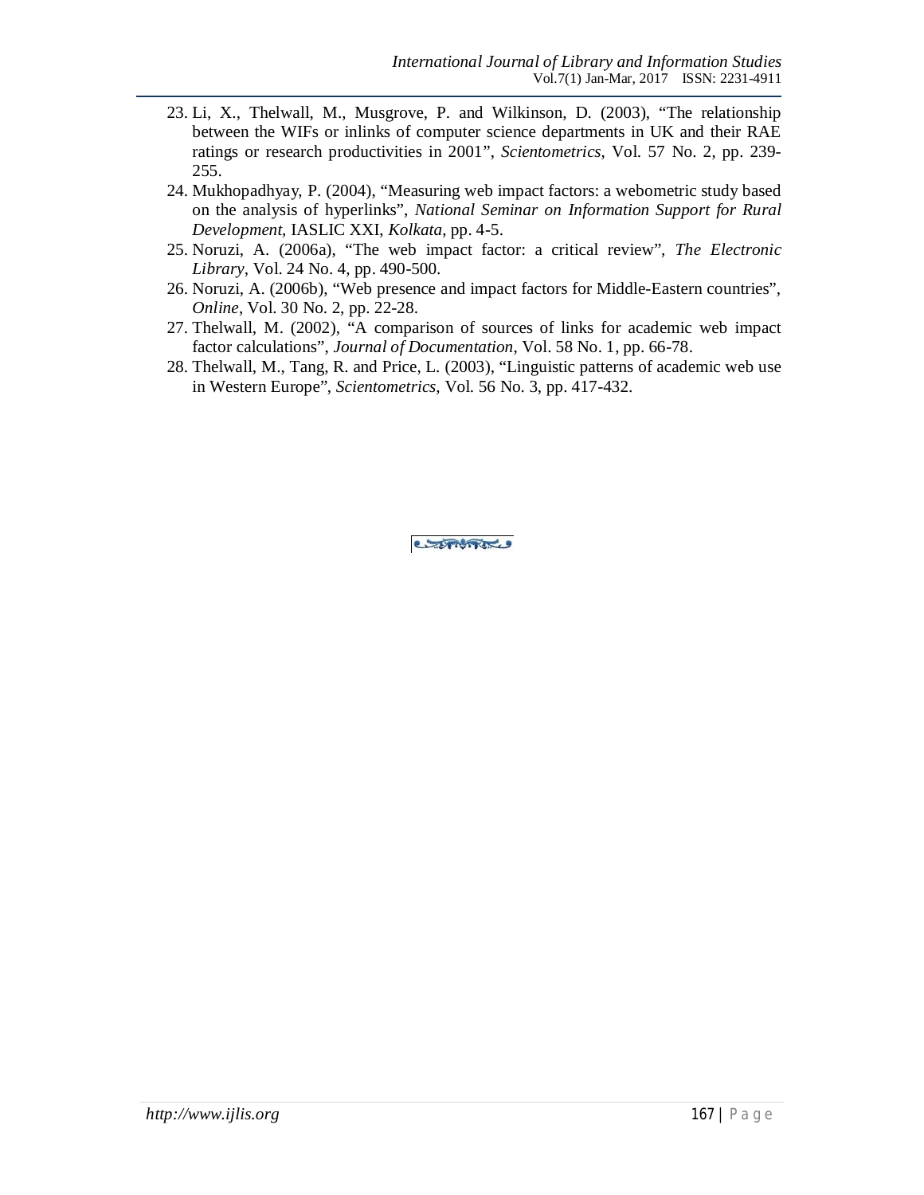23. Li, X., Thelwall, M., Musgrove, P. and Wilkinson, D. (2003), "The relationship between the WIFs or inlinks of computer science departments in UK and their RAE ratings or research productivities in 2001", *Scientometrics*, Vol. 57 No. 2, pp. 239-255.
24. Mukhopadhyay, P. (2004), "Measuring web impact factors: a webometric study based on the analysis of hyperlinks", *National Seminar on Information Support for Rural Development*, IASLIC XXI, *Kolkata*, pp. 4-5.
25. Noruzi, A. (2006a), "The web impact factor: a critical review", *The Electronic Library*, Vol. 24 No. 4, pp. 490-500.
26. Noruzi, A. (2006b), "Web presence and impact factors for Middle-Eastern countries", *Online*, Vol. 30 No. 2, pp. 22-28.
27. Thelwall, M. (2002), "A comparison of sources of links for academic web impact factor calculations", *Journal of Documentation*, Vol. 58 No. 1, pp. 66-78.
28. Thelwall, M., Tang, R. and Price, L. (2003), "Linguistic patterns of academic web use in Western Europe", *Scientometrics*, Vol. 56 No. 3, pp. 417-432.